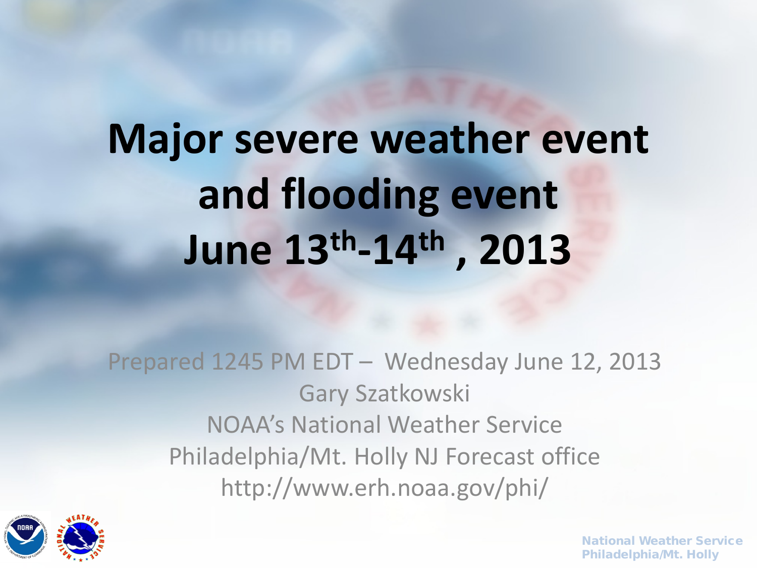# Major severe weather event and flooding event June 13th-14th, 2013

Prepared 1245 PM EDT – Wednesday June 12, 2013

Gary Szatkowski

NOAA's National Weather Service

Philadelphia/Mt. Holly NJ Forecast office

http://www.erh.noaa.gov/phi/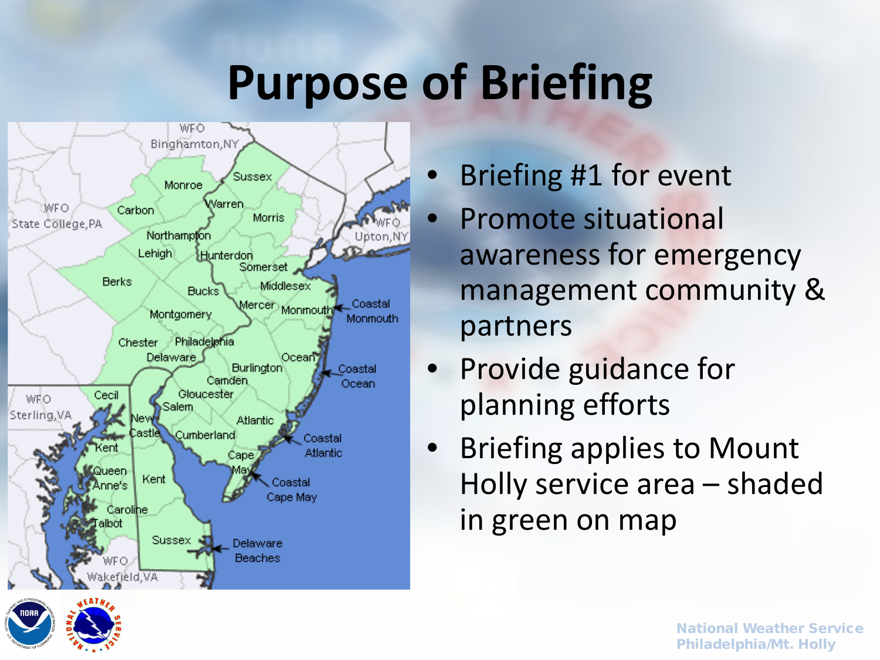# Purpose of Briefing

- Briefing #1 for event
- Promote situational awareness for emergency management community & partners
- Provide guidance for planning efforts
- Briefing applies to Mount Holly service area – shaded in green on map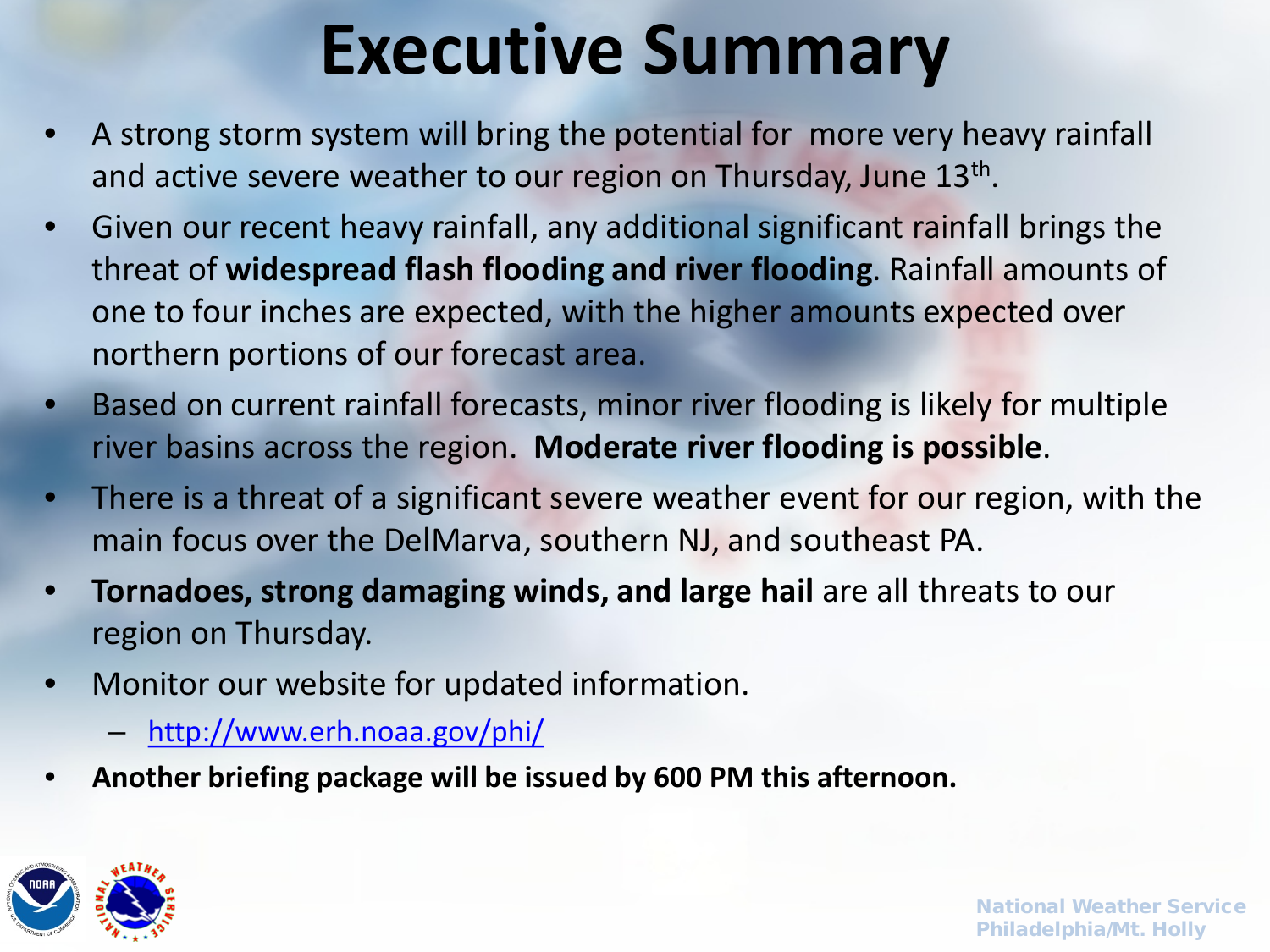# Executive Summary

- A strong storm system will bring the potential for more very heavy rainfall and active severe weather to our region on Thursday, June 13th.
- Given our recent heavy rainfall, any additional significant rainfall brings the threat of **widespread flash flooding and river flooding**. Rainfall amounts of one to four inches are expected, with the higher amounts expected over northern portions of our forecast area.
- Based on current rainfall forecasts, minor river flooding is likely for multiple river basins across the region. **Moderate river flooding is possible**.
- There is a threat of a significant severe weather event for our region, with the main focus over the DelMarva, southern NJ, and southeast PA.
- **Tornadoes, strong damaging winds, and large hail** are all threats to our region on Thursday.
- Monitor our website for updated information.
  - http://www.erh.noaa.gov/phi/
- **Another briefing package will be issued by 600 PM this afternoon.**

National Weather Service
Philadelphia/Mt. Holly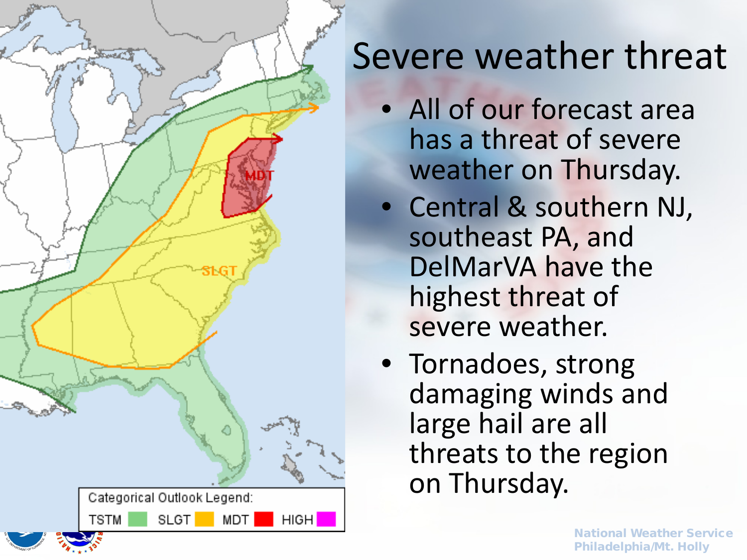# Severe weather threat

- All of our forecast area has a threat of severe weather on Thursday.
- Central & southern NJ, southeast PA, and DelMarVA have the highest threat of severe weather.
- Tornadoes, strong damaging winds and large hail are all threats to the region on Thursday.

Categorical Outlook Legend: TSTM SLGT MDT HIGH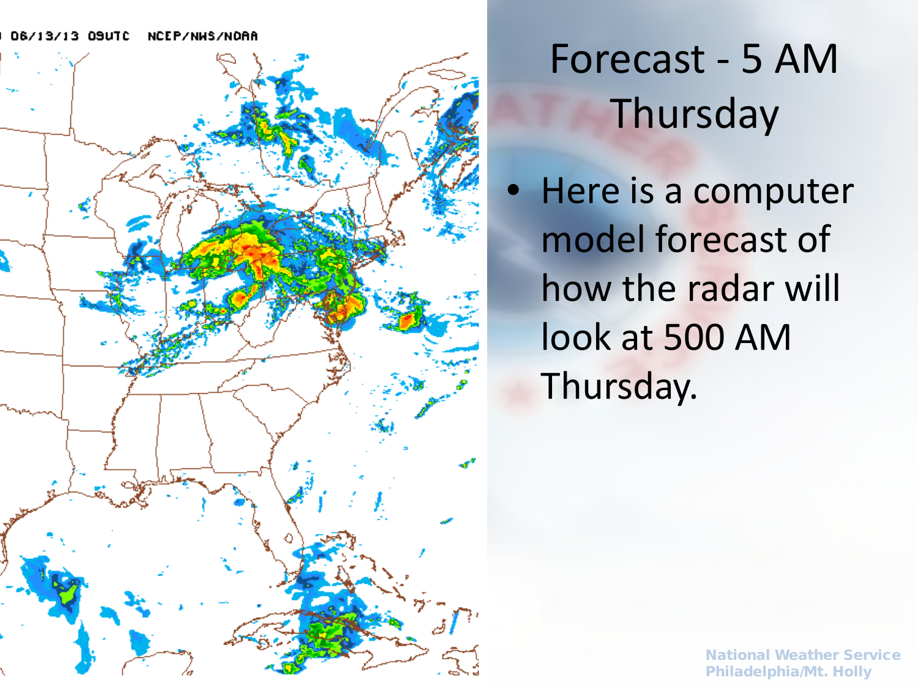# Forecast - 5 AM Thursday

- Here is a computer model forecast of how the radar will look at 500 AM Thursday.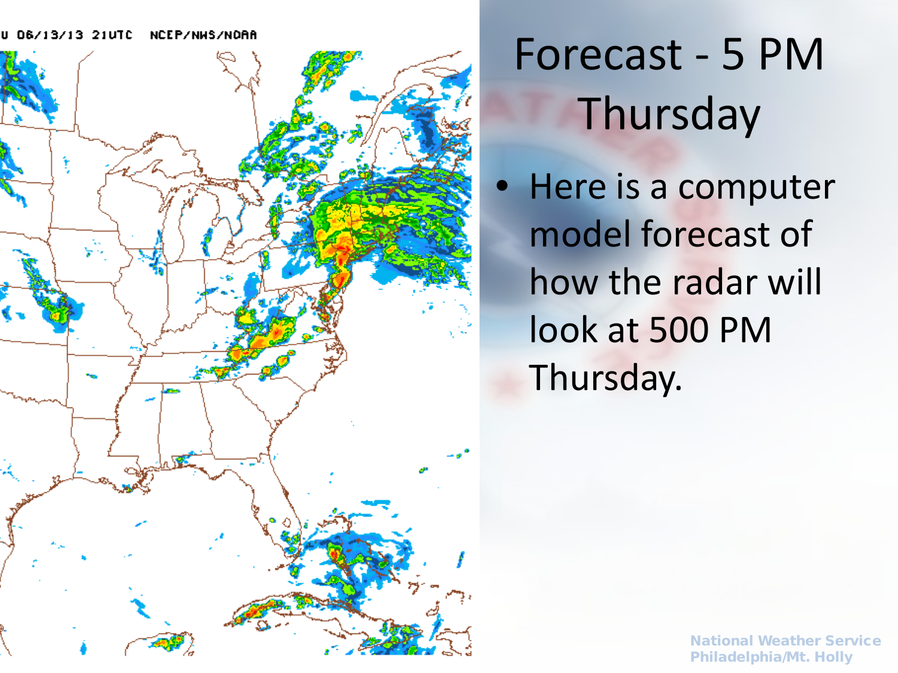# Forecast - 5 PM Thursday

- Here is a computer model forecast of how the radar will look at 500 PM Thursday.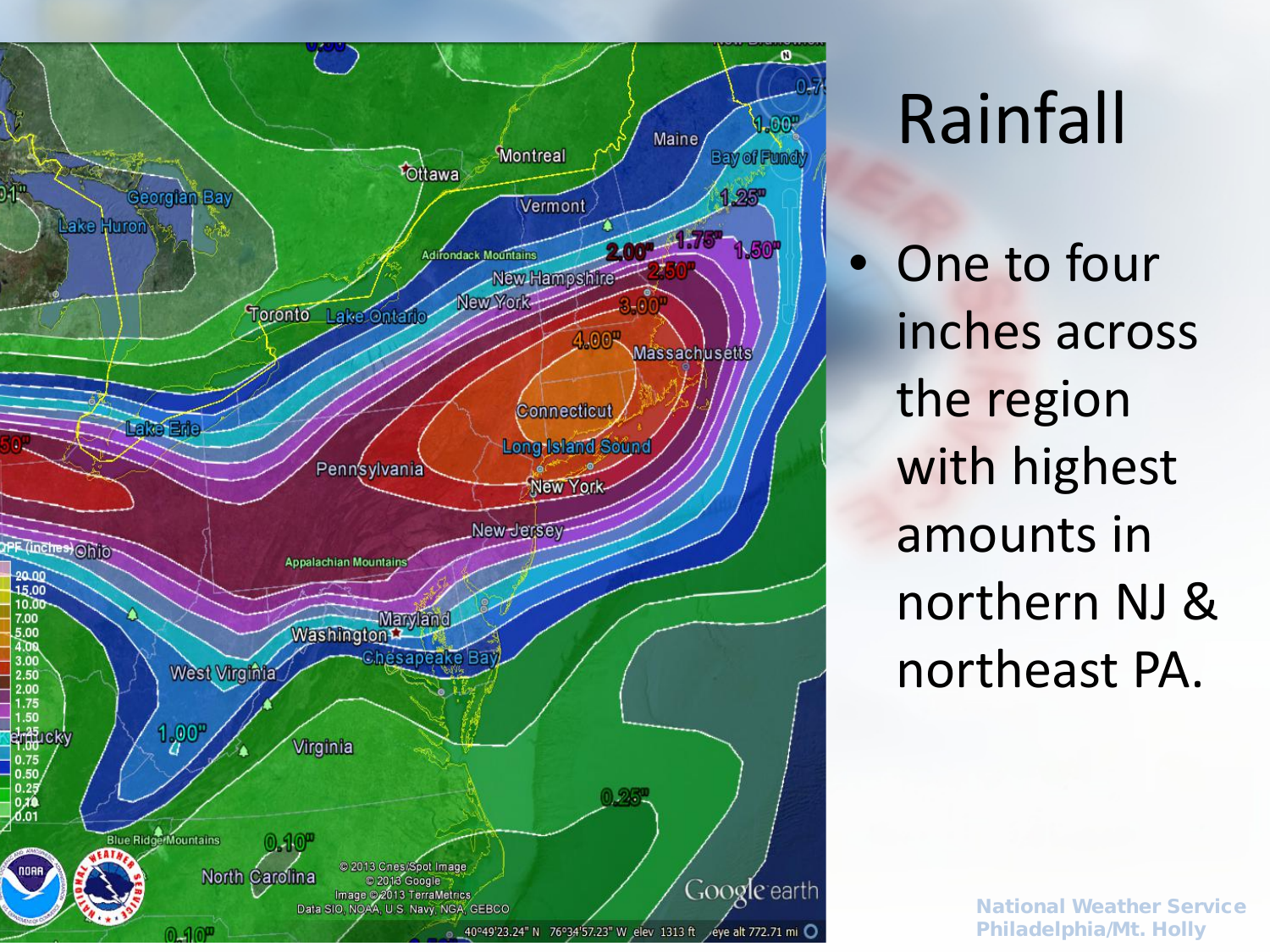# Rainfall

- One to four inches across the region with highest amounts in northern NJ & northeast PA.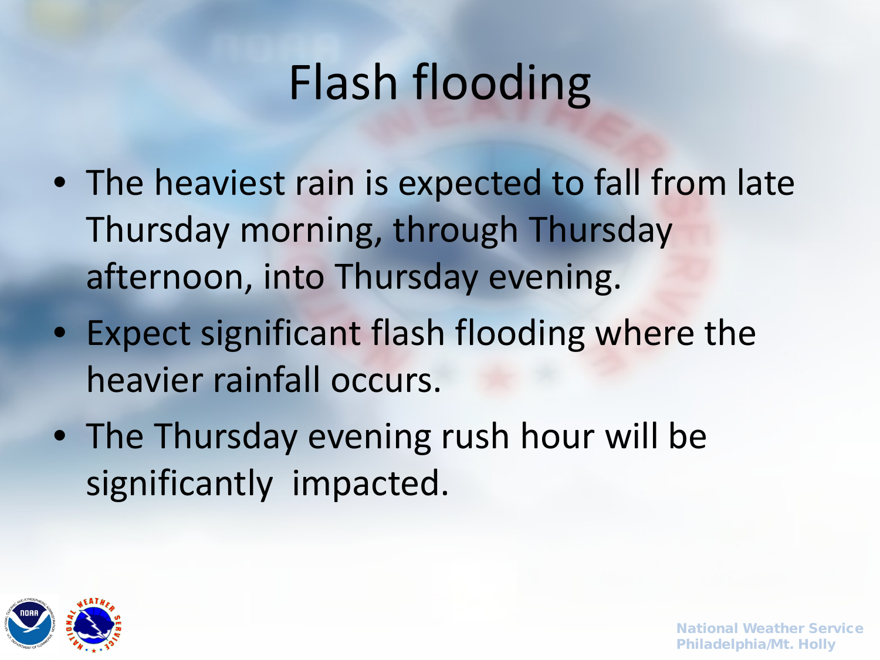# Flash flooding

- The heaviest rain is expected to fall from late Thursday morning, through Thursday afternoon, into Thursday evening.
- Expect significant flash flooding where the heavier rainfall occurs.
- The Thursday evening rush hour will be significantly impacted.

National Weather Service
Philadelphia/Mt. Holly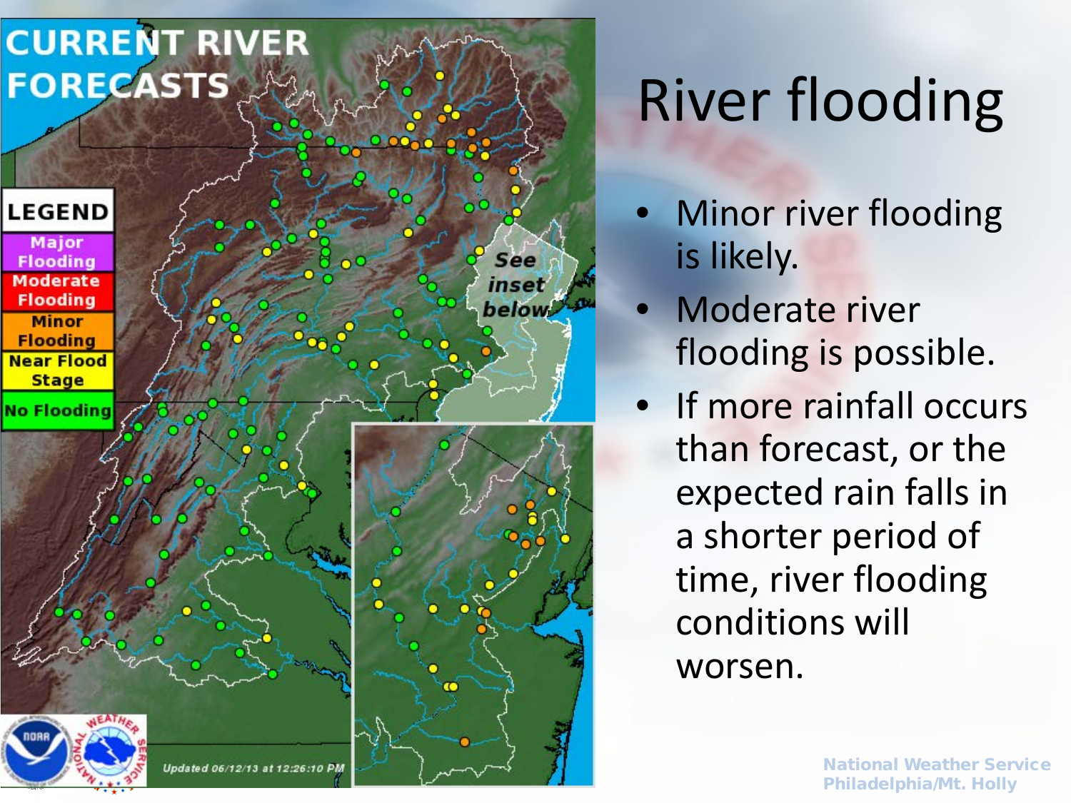# River flooding

- Minor river flooding is likely.
- Moderate river flooding is possible.
- If more rainfall occurs than forecast, or the expected rain falls in a shorter period of time, river flooding conditions will worsen.

**CURRENT RIVER FORECASTS**

| LEGEND |
| --- |
| Major Flooding |
| Moderate Flooding |
| Minor Flooding |
| Near Flood Stage |
| No Flooding |

*See inset below*

*Updated 06/12/13 at 12:26:10 PM*

National Weather Service
Philadelphia/Mt. Holly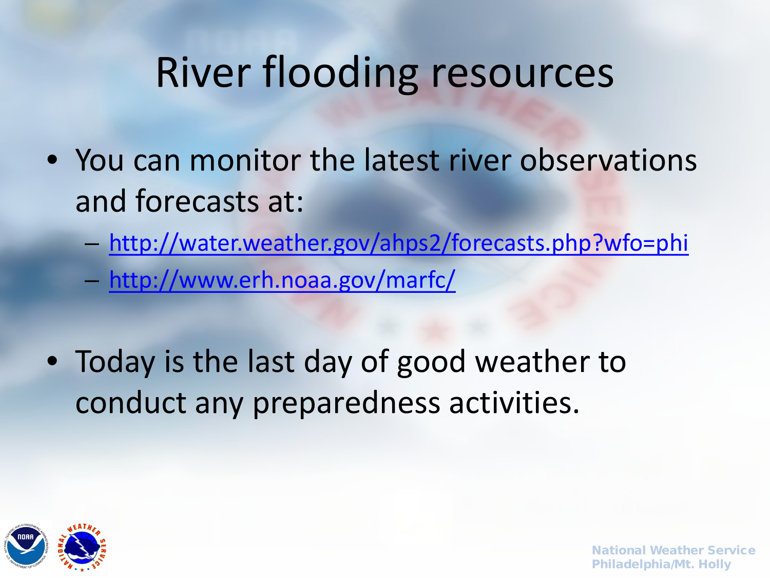# River flooding resources

- You can monitor the latest river observations and forecasts at:
  - http://water.weather.gov/ahps2/forecasts.php?wfo=phi
  - http://www.erh.noaa.gov/marfc/

- Today is the last day of good weather to conduct any preparedness activities.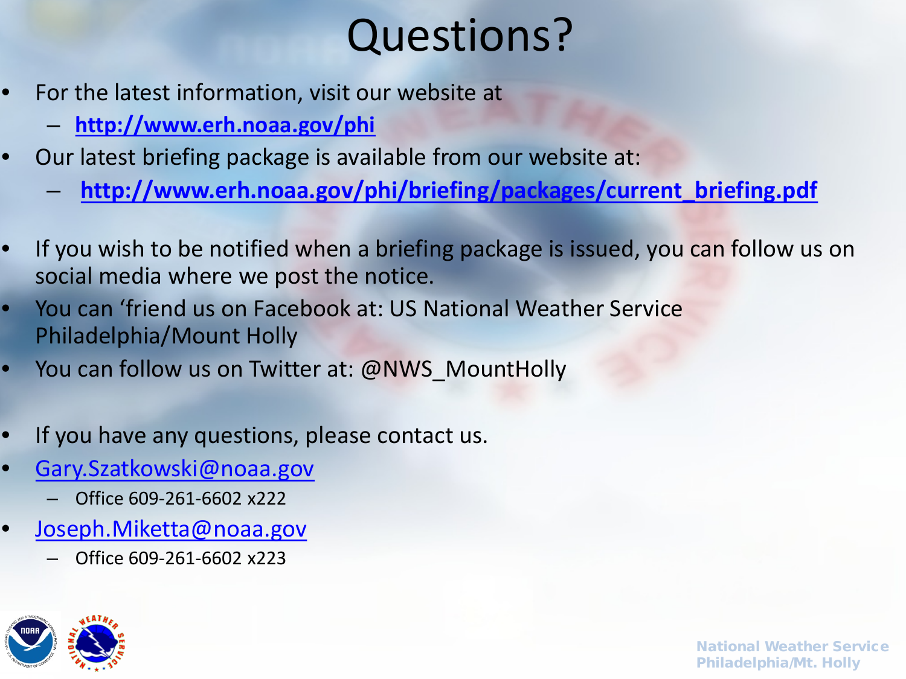# Questions?

- For the latest information, visit our website at
  - **http://www.erh.noaa.gov/phi**
- Our latest briefing package is available from our website at:
  - **http://www.erh.noaa.gov/phi/briefing/packages/current_briefing.pdf**

- If you wish to be notified when a briefing package is issued, you can follow us on social media where we post the notice.
- You can 'friend us on Facebook at: US National Weather Service Philadelphia/Mount Holly
- You can follow us on Twitter at: @NWS_MountHolly

- If you have any questions, please contact us.
- Gary.Szatkowski@noaa.gov
  - Office 609-261-6602 x222
- Joseph.Miketta@noaa.gov
  - Office 609-261-6602 x223